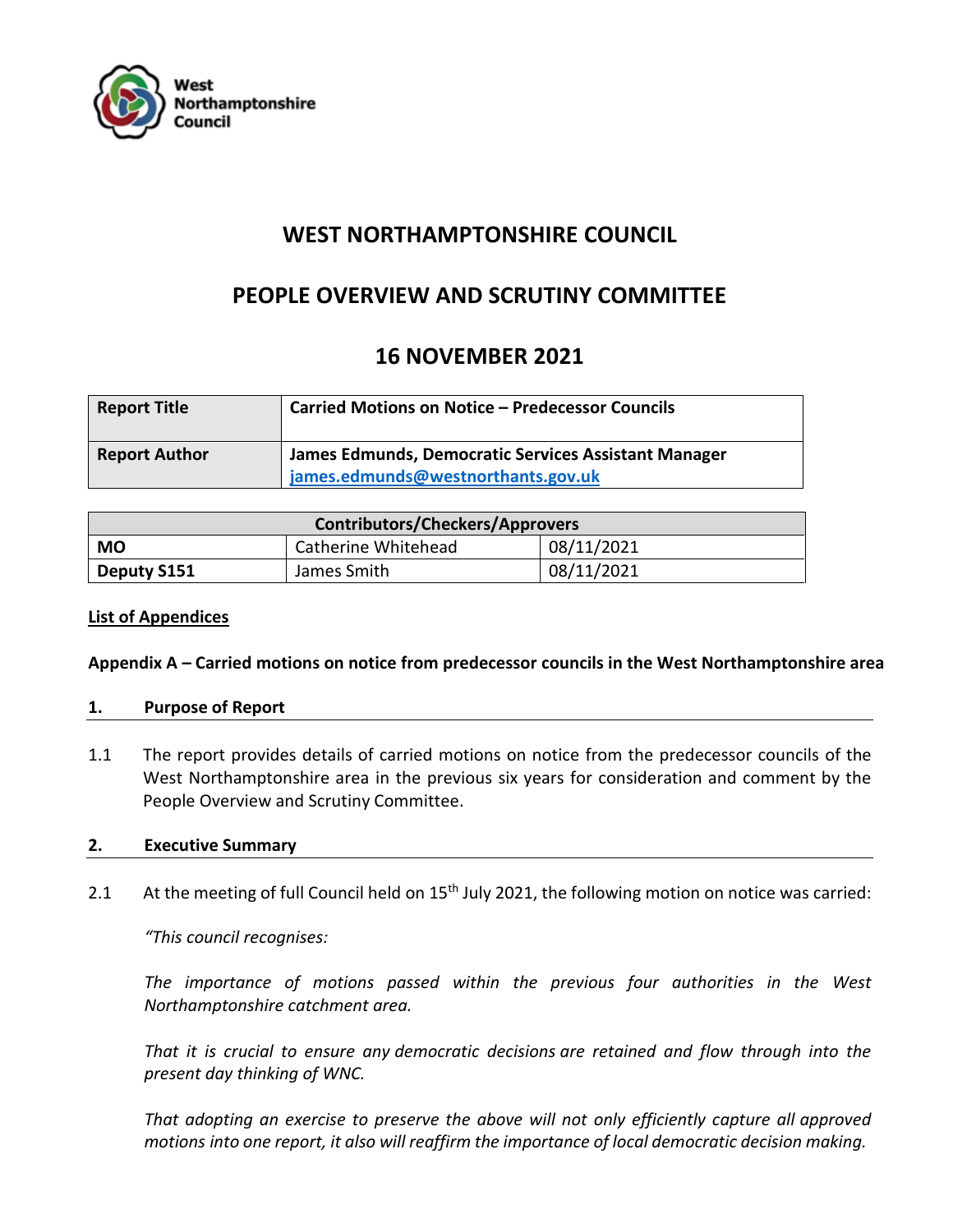West Northamptonshire Council

# WEST NORTHAMPTONSHIRE COUNCIL

## PEOPLE OVERVIEW AND SCRUTINY COMMITTEE

## 16 NOVEMBER 2021

| | |
|---|---|
| **Report Title** | **Carried Motions on Notice – Predecessor Councils** |
| **Report Author** | **James Edmunds, Democratic Services Assistant Manager** [james.edmunds@westnorthants.gov.uk](mailto:james.edmunds@westnorthants.gov.uk) |

| Contributors/Checkers/Approvers | | |
|---|---|---|
| **MO** | Catherine Whitehead | 08/11/2021 |
| **Deputy S151** | James Smith | 08/11/2021 |

**List of Appendices**

**Appendix A – Carried motions on notice from predecessor councils in the West Northamptonshire area**

### 1. Purpose of Report

1.1 The report provides details of carried motions on notice from the predecessor councils of the West Northamptonshire area in the previous six years for consideration and comment by the People Overview and Scrutiny Committee.

### 2. Executive Summary

2.1 At the meeting of full Council held on 15th July 2021, the following motion on notice was carried:

*"This council recognises:*

*The importance of motions passed within the previous four authorities in the West Northamptonshire catchment area.*

*That it is crucial to ensure any democratic decisions are retained and flow through into the present day thinking of WNC.*

*That adopting an exercise to preserve the above will not only efficiently capture all approved motions into one report, it also will reaffirm the importance of local democratic decision making.*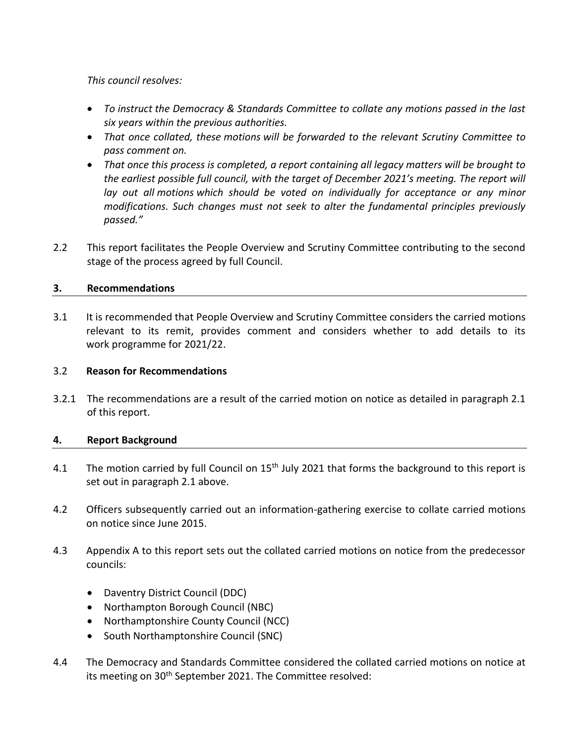*This council resolves:*

- *To instruct the Democracy & Standards Committee to collate any motions passed in the last six years within the previous authorities.*
- *That once collated, these motions will be forwarded to the relevant Scrutiny Committee to pass comment on.*
- *That once this process is completed, a report containing all legacy matters will be brought to the earliest possible full council, with the target of December 2021's meeting. The report will lay out all motions which should be voted on individually for acceptance or any minor modifications. Such changes must not seek to alter the fundamental principles previously passed."*

2.2 This report facilitates the People Overview and Scrutiny Committee contributing to the second stage of the process agreed by full Council.

## 3. Recommendations

3.1 It is recommended that People Overview and Scrutiny Committee considers the carried motions relevant to its remit, provides comment and considers whether to add details to its work programme for 2021/22.

3.2 **Reason for Recommendations**

3.2.1 The recommendations are a result of the carried motion on notice as detailed in paragraph 2.1 of this report.

## 4. Report Background

4.1 The motion carried by full Council on 15th July 2021 that forms the background to this report is set out in paragraph 2.1 above.

4.2 Officers subsequently carried out an information-gathering exercise to collate carried motions on notice since June 2015.

4.3 Appendix A to this report sets out the collated carried motions on notice from the predecessor councils:

- Daventry District Council (DDC)
- Northampton Borough Council (NBC)
- Northamptonshire County Council (NCC)
- South Northamptonshire Council (SNC)

4.4 The Democracy and Standards Committee considered the collated carried motions on notice at its meeting on 30th September 2021. The Committee resolved: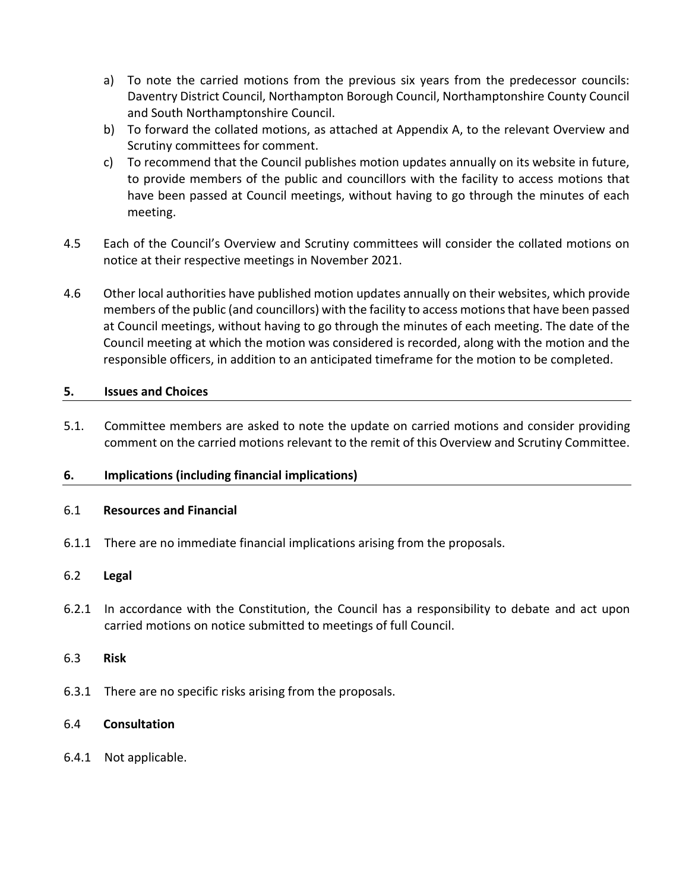a) To note the carried motions from the previous six years from the predecessor councils: Daventry District Council, Northampton Borough Council, Northamptonshire County Council and South Northamptonshire Council.
b) To forward the collated motions, as attached at Appendix A, to the relevant Overview and Scrutiny committees for comment.
c) To recommend that the Council publishes motion updates annually on its website in future, to provide members of the public and councillors with the facility to access motions that have been passed at Council meetings, without having to go through the minutes of each meeting.

4.5 Each of the Council's Overview and Scrutiny committees will consider the collated motions on notice at their respective meetings in November 2021.

4.6 Other local authorities have published motion updates annually on their websites, which provide members of the public (and councillors) with the facility to access motions that have been passed at Council meetings, without having to go through the minutes of each meeting. The date of the Council meeting at which the motion was considered is recorded, along with the motion and the responsible officers, in addition to an anticipated timeframe for the motion to be completed.

## 5. Issues and Choices

5.1. Committee members are asked to note the update on carried motions and consider providing comment on the carried motions relevant to the remit of this Overview and Scrutiny Committee.

## 6. Implications (including financial implications)

### 6.1 Resources and Financial

6.1.1 There are no immediate financial implications arising from the proposals.

### 6.2 Legal

6.2.1 In accordance with the Constitution, the Council has a responsibility to debate and act upon carried motions on notice submitted to meetings of full Council.

### 6.3 Risk

6.3.1 There are no specific risks arising from the proposals.

### 6.4 Consultation

6.4.1 Not applicable.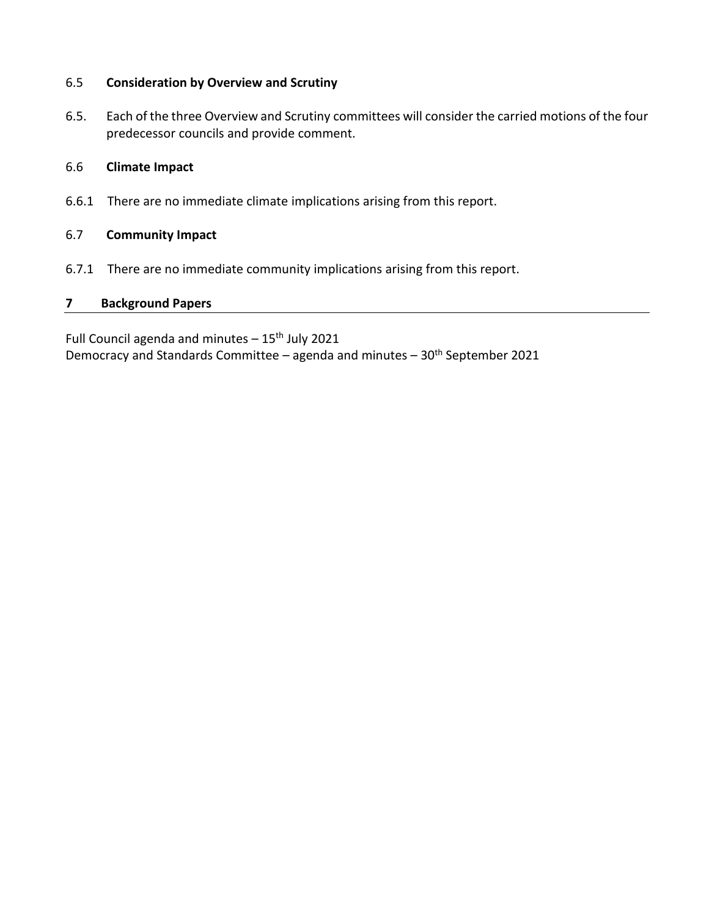### 6.5 **Consideration by Overview and Scrutiny**

6.5. Each of the three Overview and Scrutiny committees will consider the carried motions of the four predecessor councils and provide comment.

### 6.6 **Climate Impact**

6.6.1 There are no immediate climate implications arising from this report.

### 6.7 **Community Impact**

6.7.1 There are no immediate community implications arising from this report.

## 7 Background Papers

Full Council agenda and minutes – 15th July 2021
Democracy and Standards Committee – agenda and minutes – 30th September 2021